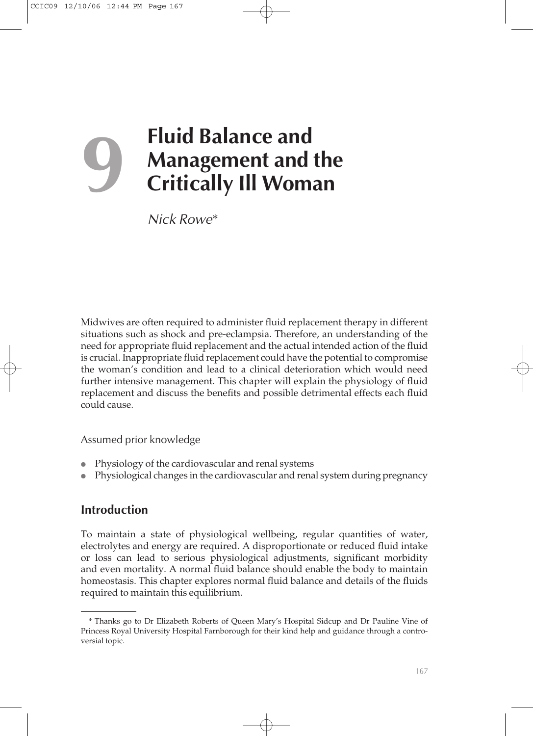# 9 Fluid Balance and Management and the Critically Ill Woman

*Nick Rowe**

Midwives are often required to administer fluid replacement therapy in different situations such as shock and pre-eclampsia. Therefore, an understanding of the need for appropriate fluid replacement and the actual intended action of the fluid is crucial. Inappropriate fluid replacement could have the potential to compromise the woman's condition and lead to a clinical deterioration which would need further intensive management. This chapter will explain the physiology of fluid replacement and discuss the benefits and possible detrimental effects each fluid could cause.

Assumed prior knowledge

- Physiology of the cardiovascular and renal systems
- Physiological changes in the cardiovascular and renal system during pregnancy

## Introduction

To maintain a state of physiological wellbeing, regular quantities of water, electrolytes and energy are required. A disproportionate or reduced fluid intake or loss can lead to serious physiological adjustments, significant morbidity and even mortality. A normal fluid balance should enable the body to maintain homeostasis. This chapter explores normal fluid balance and details of the fluids required to maintain this equilibrium.

---

* Thanks go to Dr Elizabeth Roberts of Queen Mary's Hospital Sidcup and Dr Pauline Vine of Princess Royal University Hospital Farnborough for their kind help and guidance through a controversial topic.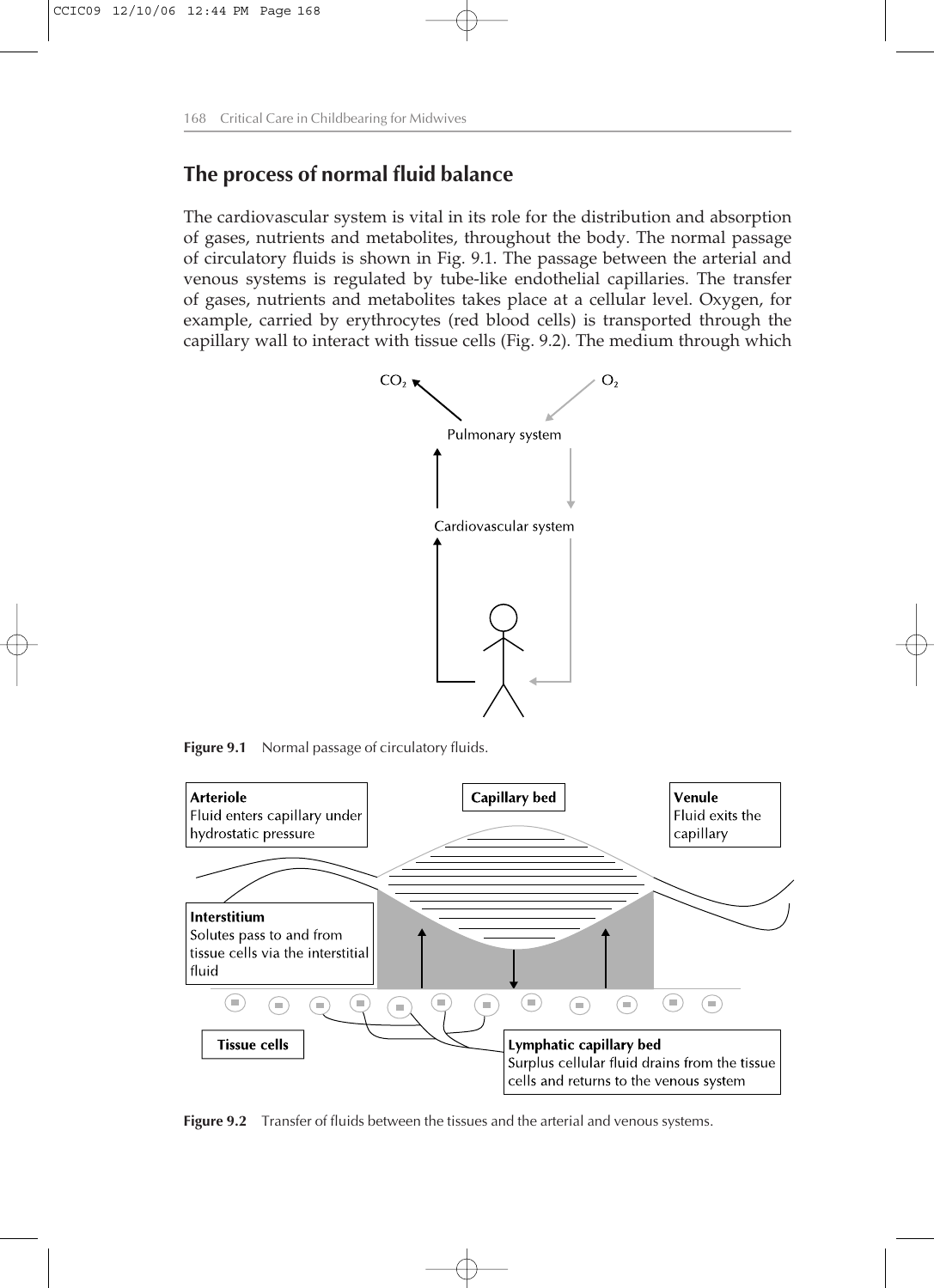## The process of normal fluid balance

The cardiovascular system is vital in its role for the distribution and absorption of gases, nutrients and metabolites, throughout the body. The normal passage of circulatory fluids is shown in Fig. 9.1. The passage between the arterial and venous systems is regulated by tube-like endothelial capillaries. The transfer of gases, nutrients and metabolites takes place at a cellular level. Oxygen, for example, carried by erythrocytes (red blood cells) is transported through the capillary wall to interact with tissue cells (Fig. 9.2). The medium through which

$CO_2$ $O_2$

Pulmonary system

Cardiovascular system

**Figure 9.1** Normal passage of circulatory fluids.

**Arteriole**
Fluid enters capillary under hydrostatic pressure

**Capillary bed**

**Venule**
Fluid exits the capillary

**Interstitium**
Solutes pass to and from tissue cells via the interstitial fluid

**Tissue cells**

**Lymphatic capillary bed**
Surplus cellular fluid drains from the tissue cells and returns to the venous system

**Figure 9.2** Transfer of fluids between the tissues and the arterial and venous systems.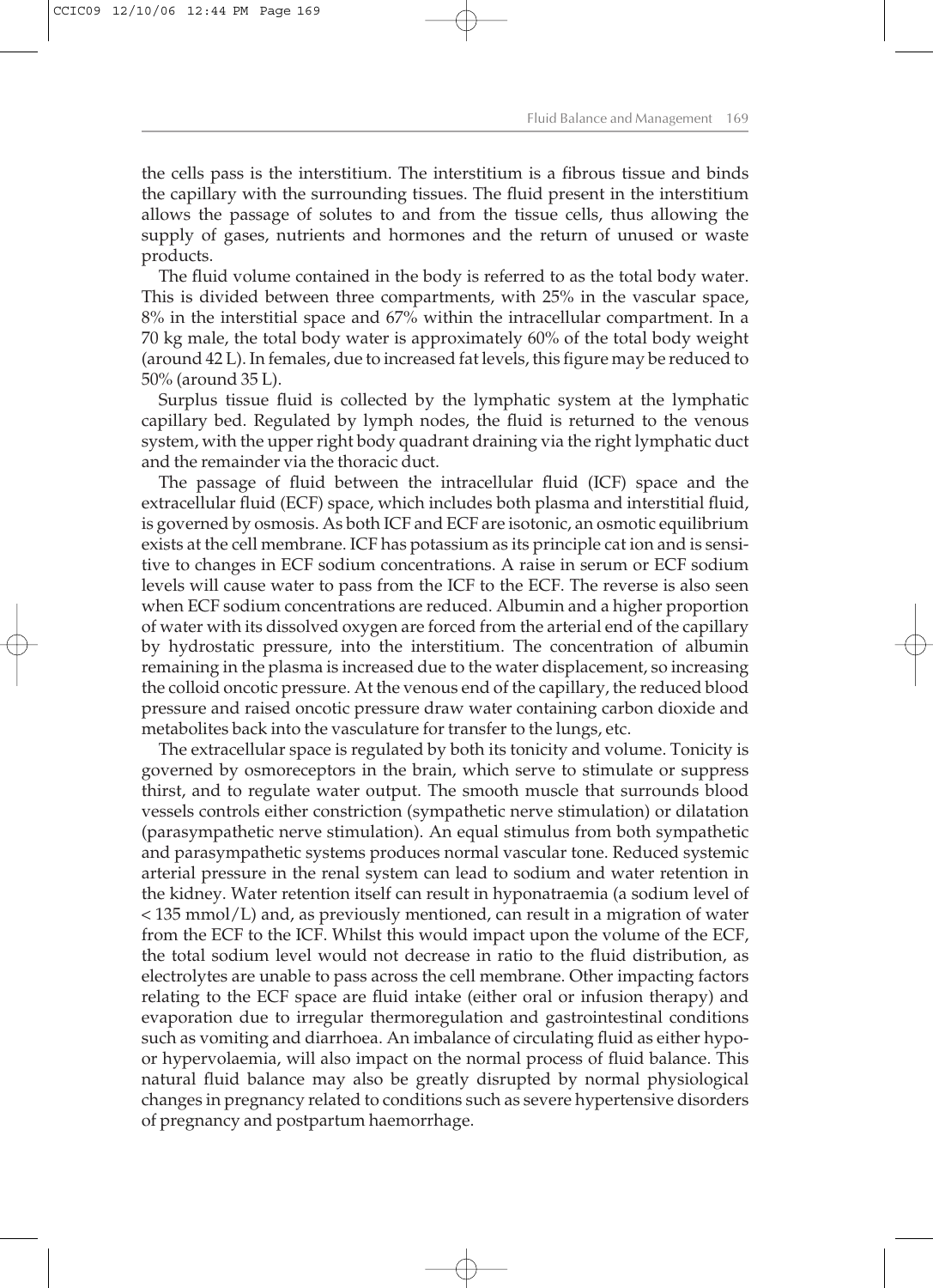the cells pass is the interstitium. The interstitium is a fibrous tissue and binds the capillary with the surrounding tissues. The fluid present in the interstitium allows the passage of solutes to and from the tissue cells, thus allowing the supply of gases, nutrients and hormones and the return of unused or waste products.

The fluid volume contained in the body is referred to as the total body water. This is divided between three compartments, with 25% in the vascular space, 8% in the interstitial space and 67% within the intracellular compartment. In a 70 kg male, the total body water is approximately 60% of the total body weight (around 42 L). In females, due to increased fat levels, this figure may be reduced to 50% (around 35 L).

Surplus tissue fluid is collected by the lymphatic system at the lymphatic capillary bed. Regulated by lymph nodes, the fluid is returned to the venous system, with the upper right body quadrant draining via the right lymphatic duct and the remainder via the thoracic duct.

The passage of fluid between the intracellular fluid (ICF) space and the extracellular fluid (ECF) space, which includes both plasma and interstitial fluid, is governed by osmosis. As both ICF and ECF are isotonic, an osmotic equilibrium exists at the cell membrane. ICF has potassium as its principle cat ion and is sensitive to changes in ECF sodium concentrations. A raise in serum or ECF sodium levels will cause water to pass from the ICF to the ECF. The reverse is also seen when ECF sodium concentrations are reduced. Albumin and a higher proportion of water with its dissolved oxygen are forced from the arterial end of the capillary by hydrostatic pressure, into the interstitium. The concentration of albumin remaining in the plasma is increased due to the water displacement, so increasing the colloid oncotic pressure. At the venous end of the capillary, the reduced blood pressure and raised oncotic pressure draw water containing carbon dioxide and metabolites back into the vasculature for transfer to the lungs, etc.

The extracellular space is regulated by both its tonicity and volume. Tonicity is governed by osmoreceptors in the brain, which serve to stimulate or suppress thirst, and to regulate water output. The smooth muscle that surrounds blood vessels controls either constriction (sympathetic nerve stimulation) or dilatation (parasympathetic nerve stimulation). An equal stimulus from both sympathetic and parasympathetic systems produces normal vascular tone. Reduced systemic arterial pressure in the renal system can lead to sodium and water retention in the kidney. Water retention itself can result in hyponatraemia (a sodium level of < 135 mmol/L) and, as previously mentioned, can result in a migration of water from the ECF to the ICF. Whilst this would impact upon the volume of the ECF, the total sodium level would not decrease in ratio to the fluid distribution, as electrolytes are unable to pass across the cell membrane. Other impacting factors relating to the ECF space are fluid intake (either oral or infusion therapy) and evaporation due to irregular thermoregulation and gastrointestinal conditions such as vomiting and diarrhoea. An imbalance of circulating fluid as either hypo- or hypervolaemia, will also impact on the normal process of fluid balance. This natural fluid balance may also be greatly disrupted by normal physiological changes in pregnancy related to conditions such as severe hypertensive disorders of pregnancy and postpartum haemorrhage.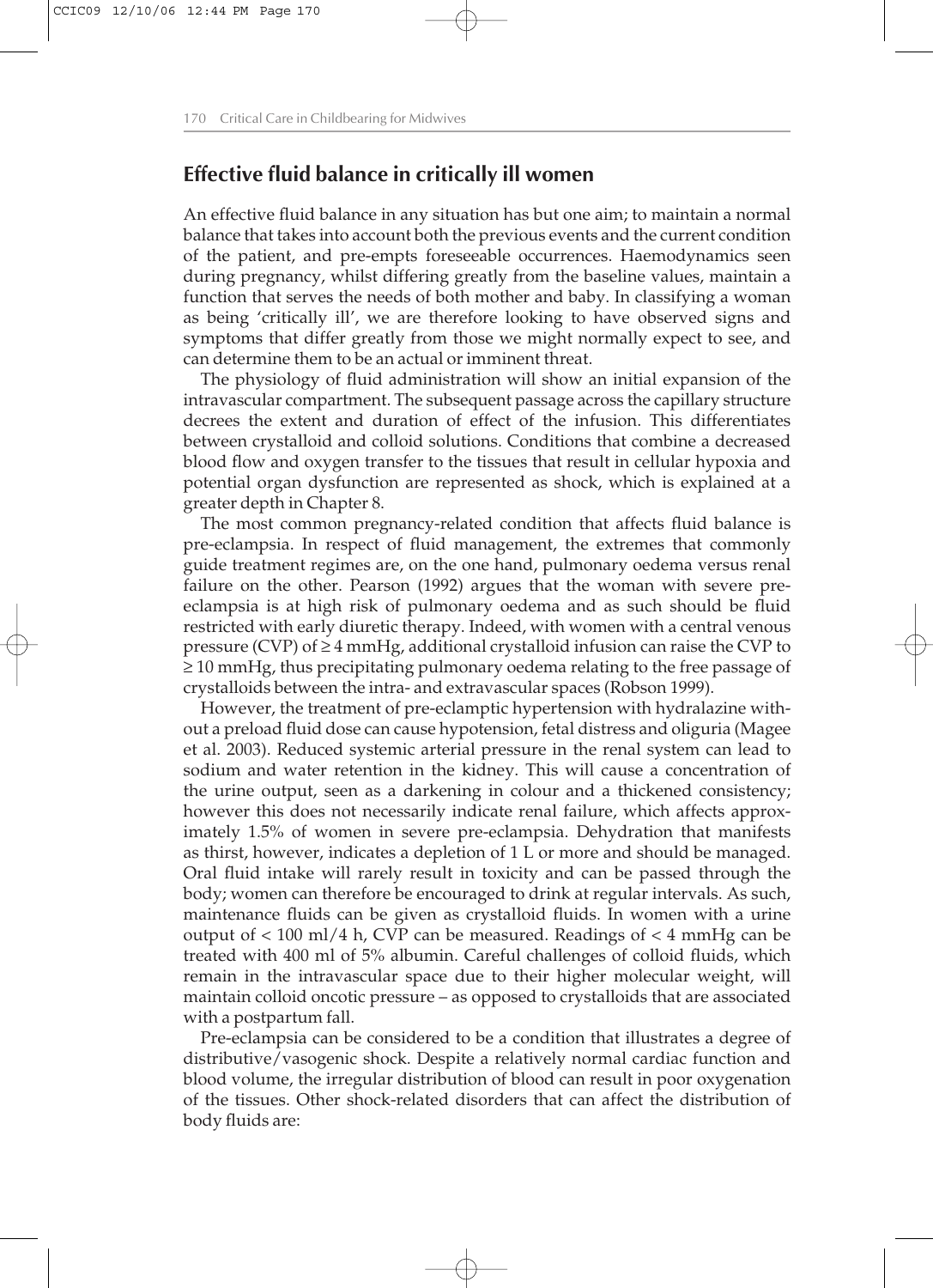## Effective fluid balance in critically ill women

An effective fluid balance in any situation has but one aim; to maintain a normal balance that takes into account both the previous events and the current condition of the patient, and pre-empts foreseeable occurrences. Haemodynamics seen during pregnancy, whilst differing greatly from the baseline values, maintain a function that serves the needs of both mother and baby. In classifying a woman as being 'critically ill', we are therefore looking to have observed signs and symptoms that differ greatly from those we might normally expect to see, and can determine them to be an actual or imminent threat.

The physiology of fluid administration will show an initial expansion of the intravascular compartment. The subsequent passage across the capillary structure decrees the extent and duration of effect of the infusion. This differentiates between crystalloid and colloid solutions. Conditions that combine a decreased blood flow and oxygen transfer to the tissues that result in cellular hypoxia and potential organ dysfunction are represented as shock, which is explained at a greater depth in Chapter 8.

The most common pregnancy-related condition that affects fluid balance is pre-eclampsia. In respect of fluid management, the extremes that commonly guide treatment regimes are, on the one hand, pulmonary oedema versus renal failure on the other. Pearson (1992) argues that the woman with severe pre-eclampsia is at high risk of pulmonary oedema and as such should be fluid restricted with early diuretic therapy. Indeed, with women with a central venous pressure (CVP) of ≥ 4 mmHg, additional crystalloid infusion can raise the CVP to ≥ 10 mmHg, thus precipitating pulmonary oedema relating to the free passage of crystalloids between the intra- and extravascular spaces (Robson 1999).

However, the treatment of pre-eclamptic hypertension with hydralazine without a preload fluid dose can cause hypotension, fetal distress and oliguria (Magee et al. 2003). Reduced systemic arterial pressure in the renal system can lead to sodium and water retention in the kidney. This will cause a concentration of the urine output, seen as a darkening in colour and a thickened consistency; however this does not necessarily indicate renal failure, which affects approximately 1.5% of women in severe pre-eclampsia. Dehydration that manifests as thirst, however, indicates a depletion of 1 L or more and should be managed. Oral fluid intake will rarely result in toxicity and can be passed through the body; women can therefore be encouraged to drink at regular intervals. As such, maintenance fluids can be given as crystalloid fluids. In women with a urine output of < 100 ml/4 h, CVP can be measured. Readings of < 4 mmHg can be treated with 400 ml of 5% albumin. Careful challenges of colloid fluids, which remain in the intravascular space due to their higher molecular weight, will maintain colloid oncotic pressure – as opposed to crystalloids that are associated with a postpartum fall.

Pre-eclampsia can be considered to be a condition that illustrates a degree of distributive/vasogenic shock. Despite a relatively normal cardiac function and blood volume, the irregular distribution of blood can result in poor oxygenation of the tissues. Other shock-related disorders that can affect the distribution of body fluids are: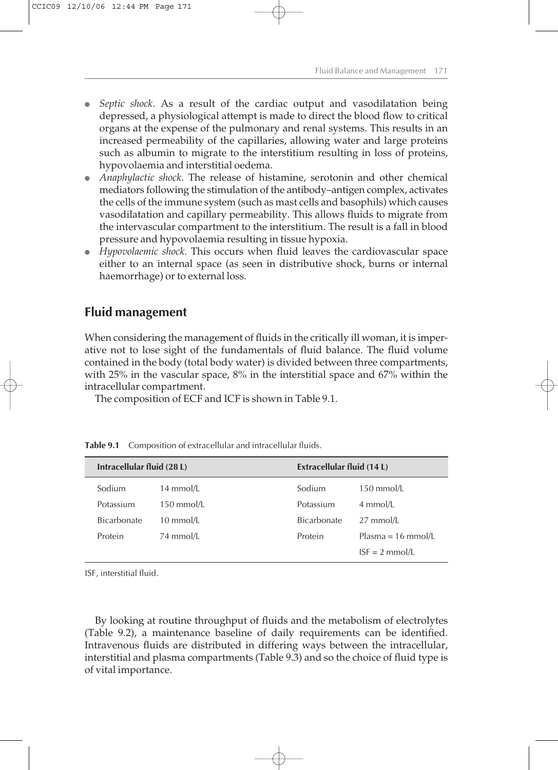- *Septic shock*. As a result of the cardiac output and vasodilatation being depressed, a physiological attempt is made to direct the blood flow to critical organs at the expense of the pulmonary and renal systems. This results in an increased permeability of the capillaries, allowing water and large proteins such as albumin to migrate to the interstitium resulting in loss of proteins, hypovolaemia and interstitial oedema.
- *Anaphylactic shock*. The release of histamine, serotonin and other chemical mediators following the stimulation of the antibody–antigen complex, activates the cells of the immune system (such as mast cells and basophils) which causes vasodilatation and capillary permeability. This allows fluids to migrate from the intervascular compartment to the interstitium. The result is a fall in blood pressure and hypovolaemia resulting in tissue hypoxia.
- *Hypovolaemic shock*. This occurs when fluid leaves the cardiovascular space either to an internal space (as seen in distributive shock, burns or internal haemorrhage) or to external loss.

## Fluid management

When considering the management of fluids in the critically ill woman, it is imperative not to lose sight of the fundamentals of fluid balance. The fluid volume contained in the body (total body water) is divided between three compartments, with 25% in the vascular space, 8% in the interstitial space and 67% within the intracellular compartment.

The composition of ECF and ICF is shown in Table 9.1.

**Table 9.1** Composition of extracellular and intracellular fluids.

| Intracellular fluid (28 L) | | Extracellular fluid (14 L) | |
|---|---|---|---|
| Sodium | 14 mmol/L | Sodium | 150 mmol/L |
| Potassium | 150 mmol/L | Potassium | 4 mmol/L |
| Bicarbonate | 10 mmol/L | Bicarbonate | 27 mmol/L |
| Protein | 74 mmol/L | Protein | Plasma = 16 mmol/L |
| | | | ISF = 2 mmol/L |

ISF, interstitial fluid.

By looking at routine throughput of fluids and the metabolism of electrolytes (Table 9.2), a maintenance baseline of daily requirements can be identified. Intravenous fluids are distributed in differing ways between the intracellular, interstitial and plasma compartments (Table 9.3) and so the choice of fluid type is of vital importance.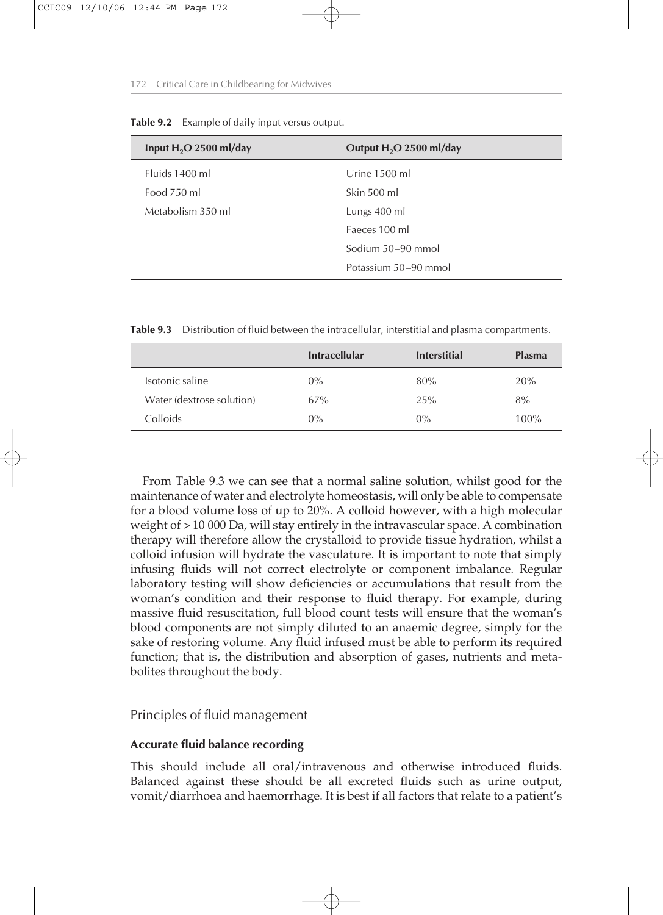**Table 9.2** Example of daily input versus output.

| Input $H_2O$ 2500 ml/day | Output $H_2O$ 2500 ml/day |
|---|---|
| Fluids 1400 ml | Urine 1500 ml |
| Food 750 ml | Skin 500 ml |
| Metabolism 350 ml | Lungs 400 ml |
| | Faeces 100 ml |
| | Sodium 50–90 mmol |
| | Potassium 50–90 mmol |

**Table 9.3** Distribution of fluid between the intracellular, interstitial and plasma compartments.

| | Intracellular | Interstitial | Plasma |
|---|---|---|---|
| Isotonic saline | 0% | 80% | 20% |
| Water (dextrose solution) | 67% | 25% | 8% |
| Colloids | 0% | 0% | 100% |

From Table 9.3 we can see that a normal saline solution, whilst good for the maintenance of water and electrolyte homeostasis, will only be able to compensate for a blood volume loss of up to 20%. A colloid however, with a high molecular weight of > 10 000 Da, will stay entirely in the intravascular space. A combination therapy will therefore allow the crystalloid to provide tissue hydration, whilst a colloid infusion will hydrate the vasculature. It is important to note that simply infusing fluids will not correct electrolyte or component imbalance. Regular laboratory testing will show deficiencies or accumulations that result from the woman's condition and their response to fluid therapy. For example, during massive fluid resuscitation, full blood count tests will ensure that the woman's blood components are not simply diluted to an anaemic degree, simply for the sake of restoring volume. Any fluid infused must be able to perform its required function; that is, the distribution and absorption of gases, nutrients and metabolites throughout the body.

## Principles of fluid management

### Accurate fluid balance recording

This should include all oral/intravenous and otherwise introduced fluids. Balanced against these should be all excreted fluids such as urine output, vomit/diarrhoea and haemorrhage. It is best if all factors that relate to a patient's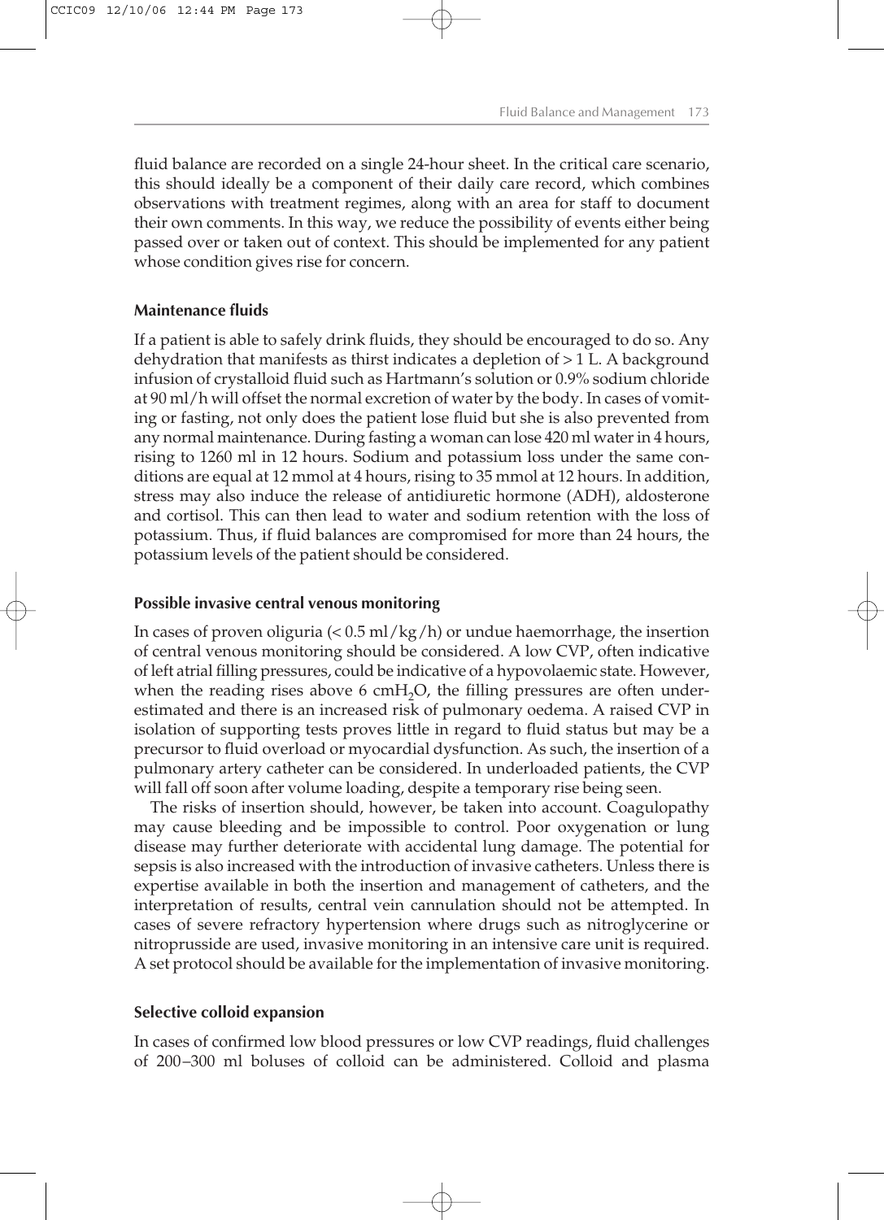fluid balance are recorded on a single 24-hour sheet. In the critical care scenario, this should ideally be a component of their daily care record, which combines observations with treatment regimes, along with an area for staff to document their own comments. In this way, we reduce the possibility of events either being passed over or taken out of context. This should be implemented for any patient whose condition gives rise for concern.

### Maintenance fluids

If a patient is able to safely drink fluids, they should be encouraged to do so. Any dehydration that manifests as thirst indicates a depletion of > 1 L. A background infusion of crystalloid fluid such as Hartmann's solution or 0.9% sodium chloride at 90 ml/h will offset the normal excretion of water by the body. In cases of vomiting or fasting, not only does the patient lose fluid but she is also prevented from any normal maintenance. During fasting a woman can lose 420 ml water in 4 hours, rising to 1260 ml in 12 hours. Sodium and potassium loss under the same conditions are equal at 12 mmol at 4 hours, rising to 35 mmol at 12 hours. In addition, stress may also induce the release of antidiuretic hormone (ADH), aldosterone and cortisol. This can then lead to water and sodium retention with the loss of potassium. Thus, if fluid balances are compromised for more than 24 hours, the potassium levels of the patient should be considered.

### Possible invasive central venous monitoring

In cases of proven oliguria (< 0.5 ml/kg/h) or undue haemorrhage, the insertion of central venous monitoring should be considered. A low CVP, often indicative of left atrial filling pressures, could be indicative of a hypovolaemic state. However, when the reading rises above 6 $cmH_2O$, the filling pressures are often underestimated and there is an increased risk of pulmonary oedema. A raised CVP in isolation of supporting tests proves little in regard to fluid status but may be a precursor to fluid overload or myocardial dysfunction. As such, the insertion of a pulmonary artery catheter can be considered. In underloaded patients, the CVP will fall off soon after volume loading, despite a temporary rise being seen.

The risks of insertion should, however, be taken into account. Coagulopathy may cause bleeding and be impossible to control. Poor oxygenation or lung disease may further deteriorate with accidental lung damage. The potential for sepsis is also increased with the introduction of invasive catheters. Unless there is expertise available in both the insertion and management of catheters, and the interpretation of results, central vein cannulation should not be attempted. In cases of severe refractory hypertension where drugs such as nitroglycerine or nitroprusside are used, invasive monitoring in an intensive care unit is required. A set protocol should be available for the implementation of invasive monitoring.

### Selective colloid expansion

In cases of confirmed low blood pressures or low CVP readings, fluid challenges of 200–300 ml boluses of colloid can be administered. Colloid and plasma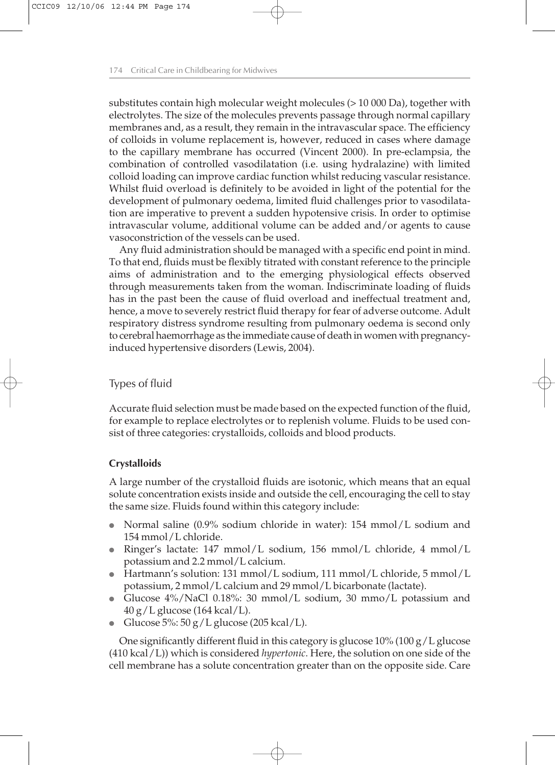substitutes contain high molecular weight molecules (> 10 000 Da), together with electrolytes. The size of the molecules prevents passage through normal capillary membranes and, as a result, they remain in the intravascular space. The efficiency of colloids in volume replacement is, however, reduced in cases where damage to the capillary membrane has occurred (Vincent 2000). In pre-eclampsia, the combination of controlled vasodilatation (i.e. using hydralazine) with limited colloid loading can improve cardiac function whilst reducing vascular resistance. Whilst fluid overload is definitely to be avoided in light of the potential for the development of pulmonary oedema, limited fluid challenges prior to vasodilatation are imperative to prevent a sudden hypotensive crisis. In order to optimise intravascular volume, additional volume can be added and/or agents to cause vasoconstriction of the vessels can be used.

Any fluid administration should be managed with a specific end point in mind. To that end, fluids must be flexibly titrated with constant reference to the principle aims of administration and to the emerging physiological effects observed through measurements taken from the woman. Indiscriminate loading of fluids has in the past been the cause of fluid overload and ineffectual treatment and, hence, a move to severely restrict fluid therapy for fear of adverse outcome. Adult respiratory distress syndrome resulting from pulmonary oedema is second only to cerebral haemorrhage as the immediate cause of death in women with pregnancy-induced hypertensive disorders (Lewis, 2004).

## Types of fluid

Accurate fluid selection must be made based on the expected function of the fluid, for example to replace electrolytes or to replenish volume. Fluids to be used consist of three categories: crystalloids, colloids and blood products.

### Crystalloids

A large number of the crystalloid fluids are isotonic, which means that an equal solute concentration exists inside and outside the cell, encouraging the cell to stay the same size. Fluids found within this category include:

- Normal saline (0.9% sodium chloride in water): 154 mmol/L sodium and 154 mmol/L chloride.
- Ringer's lactate: 147 mmol/L sodium, 156 mmol/L chloride, 4 mmol/L potassium and 2.2 mmol/L calcium.
- Hartmann's solution: 131 mmol/L sodium, 111 mmol/L chloride, 5 mmol/L potassium, 2 mmol/L calcium and 29 mmol/L bicarbonate (lactate).
- Glucose 4%/NaCl 0.18%: 30 mmol/L sodium, 30 mmo/L potassium and 40 g/L glucose (164 kcal/L).
- Glucose 5%: 50 g/L glucose (205 kcal/L).

One significantly different fluid in this category is glucose 10% (100 g/L glucose (410 kcal/L)) which is considered *hypertonic*. Here, the solution on one side of the cell membrane has a solute concentration greater than on the opposite side. Care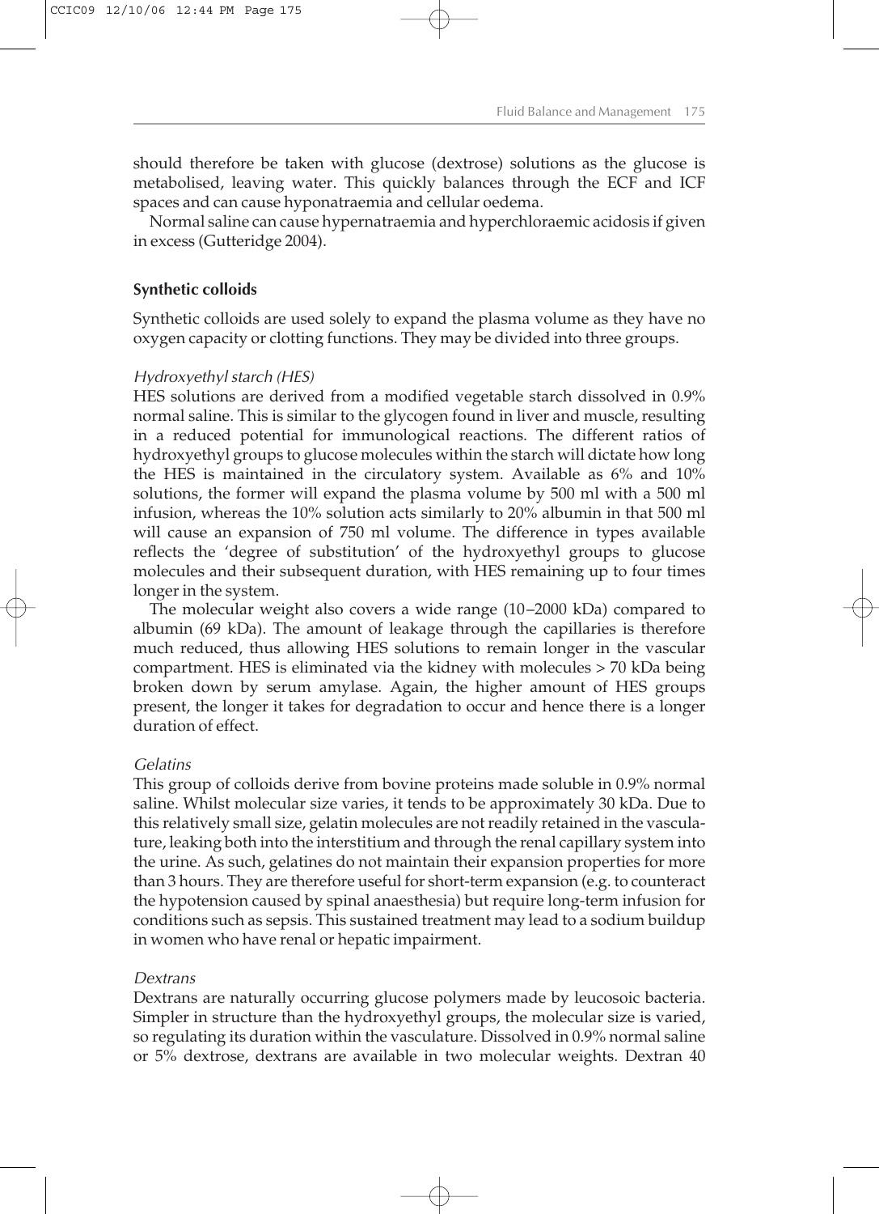should therefore be taken with glucose (dextrose) solutions as the glucose is metabolised, leaving water. This quickly balances through the ECF and ICF spaces and can cause hyponatraemia and cellular oedema.

Normal saline can cause hypernatraemia and hyperchloraemic acidosis if given in excess (Gutteridge 2004).

### Synthetic colloids

Synthetic colloids are used solely to expand the plasma volume as they have no oxygen capacity or clotting functions. They may be divided into three groups.

#### *Hydroxyethyl starch (HES)*

HES solutions are derived from a modified vegetable starch dissolved in 0.9% normal saline. This is similar to the glycogen found in liver and muscle, resulting in a reduced potential for immunological reactions. The different ratios of hydroxyethyl groups to glucose molecules within the starch will dictate how long the HES is maintained in the circulatory system. Available as 6% and 10% solutions, the former will expand the plasma volume by 500 ml with a 500 ml infusion, whereas the 10% solution acts similarly to 20% albumin in that 500 ml will cause an expansion of 750 ml volume. The difference in types available reflects the 'degree of substitution' of the hydroxyethyl groups to glucose molecules and their subsequent duration, with HES remaining up to four times longer in the system.

The molecular weight also covers a wide range (10–2000 kDa) compared to albumin (69 kDa). The amount of leakage through the capillaries is therefore much reduced, thus allowing HES solutions to remain longer in the vascular compartment. HES is eliminated via the kidney with molecules > 70 kDa being broken down by serum amylase. Again, the higher amount of HES groups present, the longer it takes for degradation to occur and hence there is a longer duration of effect.

#### *Gelatins*

This group of colloids derive from bovine proteins made soluble in 0.9% normal saline. Whilst molecular size varies, it tends to be approximately 30 kDa. Due to this relatively small size, gelatin molecules are not readily retained in the vasculature, leaking both into the interstitium and through the renal capillary system into the urine. As such, gelatines do not maintain their expansion properties for more than 3 hours. They are therefore useful for short-term expansion (e.g. to counteract the hypotension caused by spinal anaesthesia) but require long-term infusion for conditions such as sepsis. This sustained treatment may lead to a sodium buildup in women who have renal or hepatic impairment.

#### *Dextrans*

Dextrans are naturally occurring glucose polymers made by leucosoic bacteria. Simpler in structure than the hydroxyethyl groups, the molecular size is varied, so regulating its duration within the vasculature. Dissolved in 0.9% normal saline or 5% dextrose, dextrans are available in two molecular weights. Dextran 40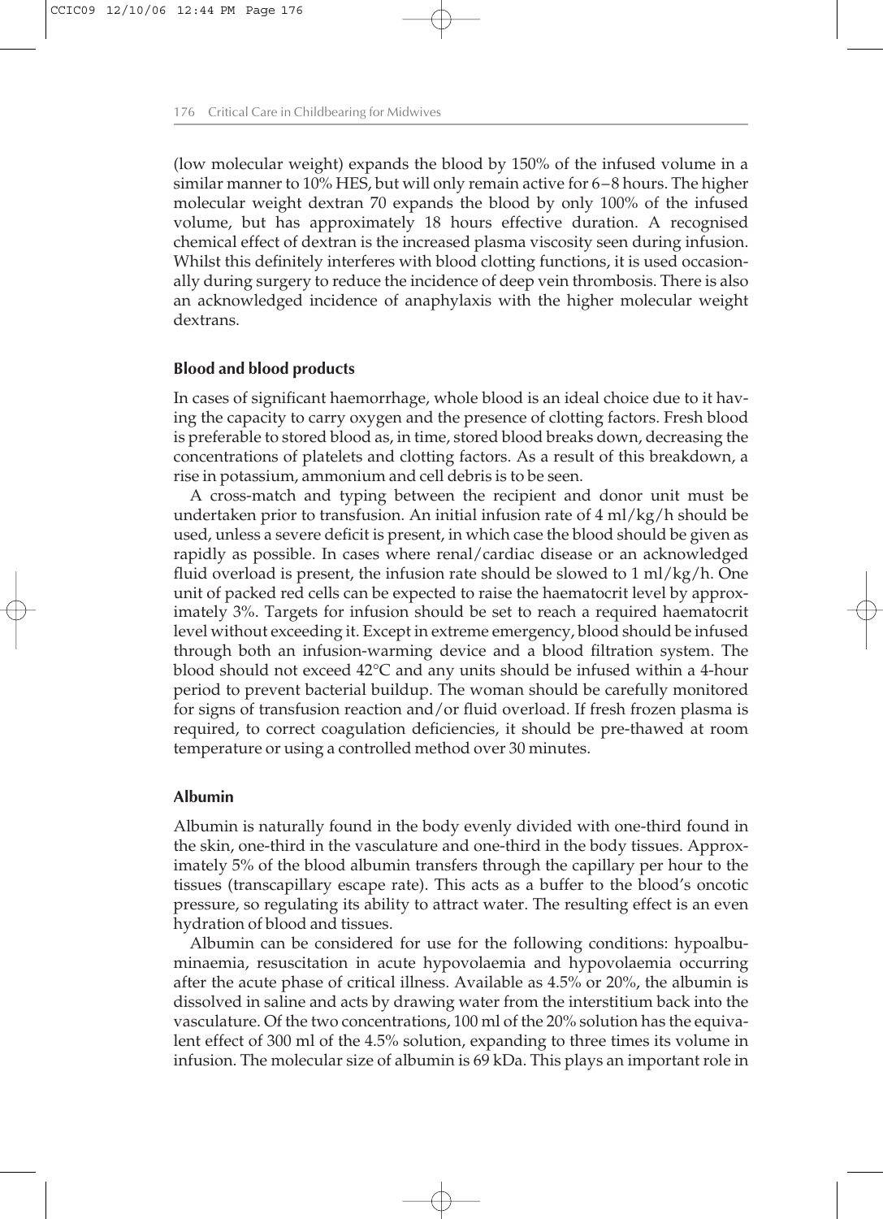(low molecular weight) expands the blood by 150% of the infused volume in a similar manner to 10% HES, but will only remain active for 6–8 hours. The higher molecular weight dextran 70 expands the blood by only 100% of the infused volume, but has approximately 18 hours effective duration. A recognised chemical effect of dextran is the increased plasma viscosity seen during infusion. Whilst this definitely interferes with blood clotting functions, it is used occasionally during surgery to reduce the incidence of deep vein thrombosis. There is also an acknowledged incidence of anaphylaxis with the higher molecular weight dextrans.

### Blood and blood products

In cases of significant haemorrhage, whole blood is an ideal choice due to it having the capacity to carry oxygen and the presence of clotting factors. Fresh blood is preferable to stored blood as, in time, stored blood breaks down, decreasing the concentrations of platelets and clotting factors. As a result of this breakdown, a rise in potassium, ammonium and cell debris is to be seen.

A cross-match and typing between the recipient and donor unit must be undertaken prior to transfusion. An initial infusion rate of 4 ml/kg/h should be used, unless a severe deficit is present, in which case the blood should be given as rapidly as possible. In cases where renal/cardiac disease or an acknowledged fluid overload is present, the infusion rate should be slowed to 1 ml/kg/h. One unit of packed red cells can be expected to raise the haematocrit level by approximately 3%. Targets for infusion should be set to reach a required haematocrit level without exceeding it. Except in extreme emergency, blood should be infused through both an infusion-warming device and a blood filtration system. The blood should not exceed 42°C and any units should be infused within a 4-hour period to prevent bacterial buildup. The woman should be carefully monitored for signs of transfusion reaction and/or fluid overload. If fresh frozen plasma is required, to correct coagulation deficiencies, it should be pre-thawed at room temperature or using a controlled method over 30 minutes.

### Albumin

Albumin is naturally found in the body evenly divided with one-third found in the skin, one-third in the vasculature and one-third in the body tissues. Approximately 5% of the blood albumin transfers through the capillary per hour to the tissues (transcapillary escape rate). This acts as a buffer to the blood's oncotic pressure, so regulating its ability to attract water. The resulting effect is an even hydration of blood and tissues.

Albumin can be considered for use for the following conditions: hypoalbuminaemia, resuscitation in acute hypovolaemia and hypovolaemia occurring after the acute phase of critical illness. Available as 4.5% or 20%, the albumin is dissolved in saline and acts by drawing water from the interstitium back into the vasculature. Of the two concentrations, 100 ml of the 20% solution has the equivalent effect of 300 ml of the 4.5% solution, expanding to three times its volume in infusion. The molecular size of albumin is 69 kDa. This plays an important role in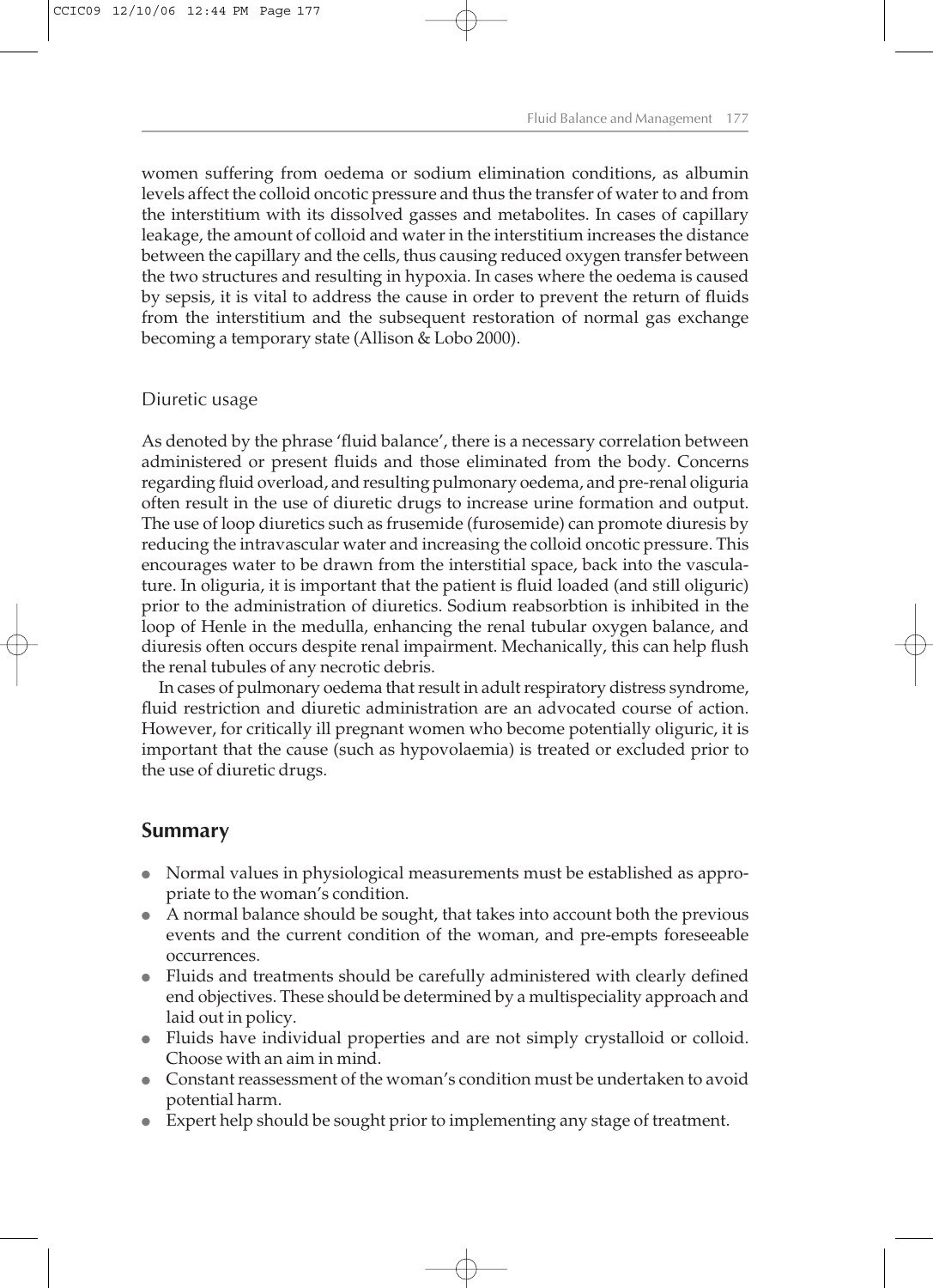women suffering from oedema or sodium elimination conditions, as albumin levels affect the colloid oncotic pressure and thus the transfer of water to and from the interstitium with its dissolved gasses and metabolites. In cases of capillary leakage, the amount of colloid and water in the interstitium increases the distance between the capillary and the cells, thus causing reduced oxygen transfer between the two structures and resulting in hypoxia. In cases where the oedema is caused by sepsis, it is vital to address the cause in order to prevent the return of fluids from the interstitium and the subsequent restoration of normal gas exchange becoming a temporary state (Allison & Lobo 2000).

### Diuretic usage

As denoted by the phrase 'fluid balance', there is a necessary correlation between administered or present fluids and those eliminated from the body. Concerns regarding fluid overload, and resulting pulmonary oedema, and pre-renal oliguria often result in the use of diuretic drugs to increase urine formation and output. The use of loop diuretics such as frusemide (furosemide) can promote diuresis by reducing the intravascular water and increasing the colloid oncotic pressure. This encourages water to be drawn from the interstitial space, back into the vasculature. In oliguria, it is important that the patient is fluid loaded (and still oliguric) prior to the administration of diuretics. Sodium reabsorbtion is inhibited in the loop of Henle in the medulla, enhancing the renal tubular oxygen balance, and diuresis often occurs despite renal impairment. Mechanically, this can help flush the renal tubules of any necrotic debris.

In cases of pulmonary oedema that result in adult respiratory distress syndrome, fluid restriction and diuretic administration are an advocated course of action. However, for critically ill pregnant women who become potentially oliguric, it is important that the cause (such as hypovolaemia) is treated or excluded prior to the use of diuretic drugs.

## Summary

- Normal values in physiological measurements must be established as appropriate to the woman's condition.
- A normal balance should be sought, that takes into account both the previous events and the current condition of the woman, and pre-empts foreseeable occurrences.
- Fluids and treatments should be carefully administered with clearly defined end objectives. These should be determined by a multispeciality approach and laid out in policy.
- Fluids have individual properties and are not simply crystalloid or colloid. Choose with an aim in mind.
- Constant reassessment of the woman's condition must be undertaken to avoid potential harm.
- Expert help should be sought prior to implementing any stage of treatment.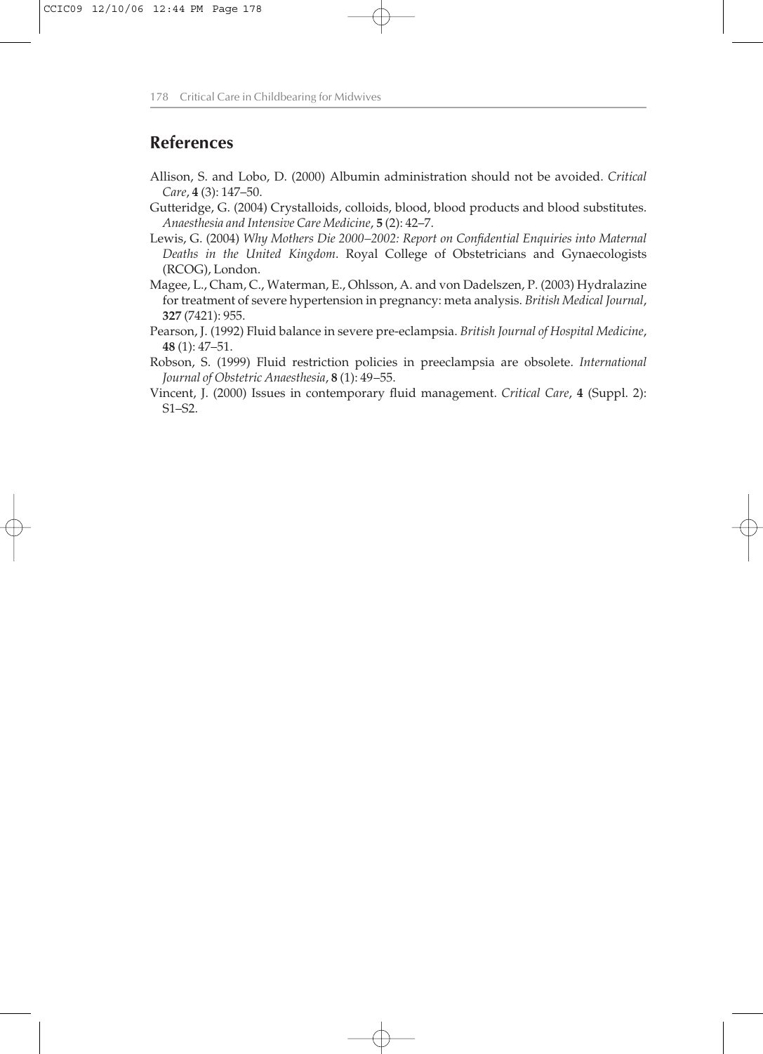## References

Allison, S. and Lobo, D. (2000) Albumin administration should not be avoided. *Critical Care*, **4** (3): 147–50.

Gutteridge, G. (2004) Crystalloids, colloids, blood, blood products and blood substitutes. *Anaesthesia and Intensive Care Medicine*, **5** (2): 42–7.

Lewis, G. (2004) *Why Mothers Die 2000–2002: Report on Confidential Enquiries into Maternal Deaths in the United Kingdom*. Royal College of Obstetricians and Gynaecologists (RCOG), London.

Magee, L., Cham, C., Waterman, E., Ohlsson, A. and von Dadelszen, P. (2003) Hydralazine for treatment of severe hypertension in pregnancy: meta analysis. *British Medical Journal*, **327** (7421): 955.

Pearson, J. (1992) Fluid balance in severe pre-eclampsia. *British Journal of Hospital Medicine*, **48** (1): 47–51.

Robson, S. (1999) Fluid restriction policies in preeclampsia are obsolete. *International Journal of Obstetric Anaesthesia*, **8** (1): 49–55.

Vincent, J. (2000) Issues in contemporary fluid management. *Critical Care*, **4** (Suppl. 2): S1–S2.